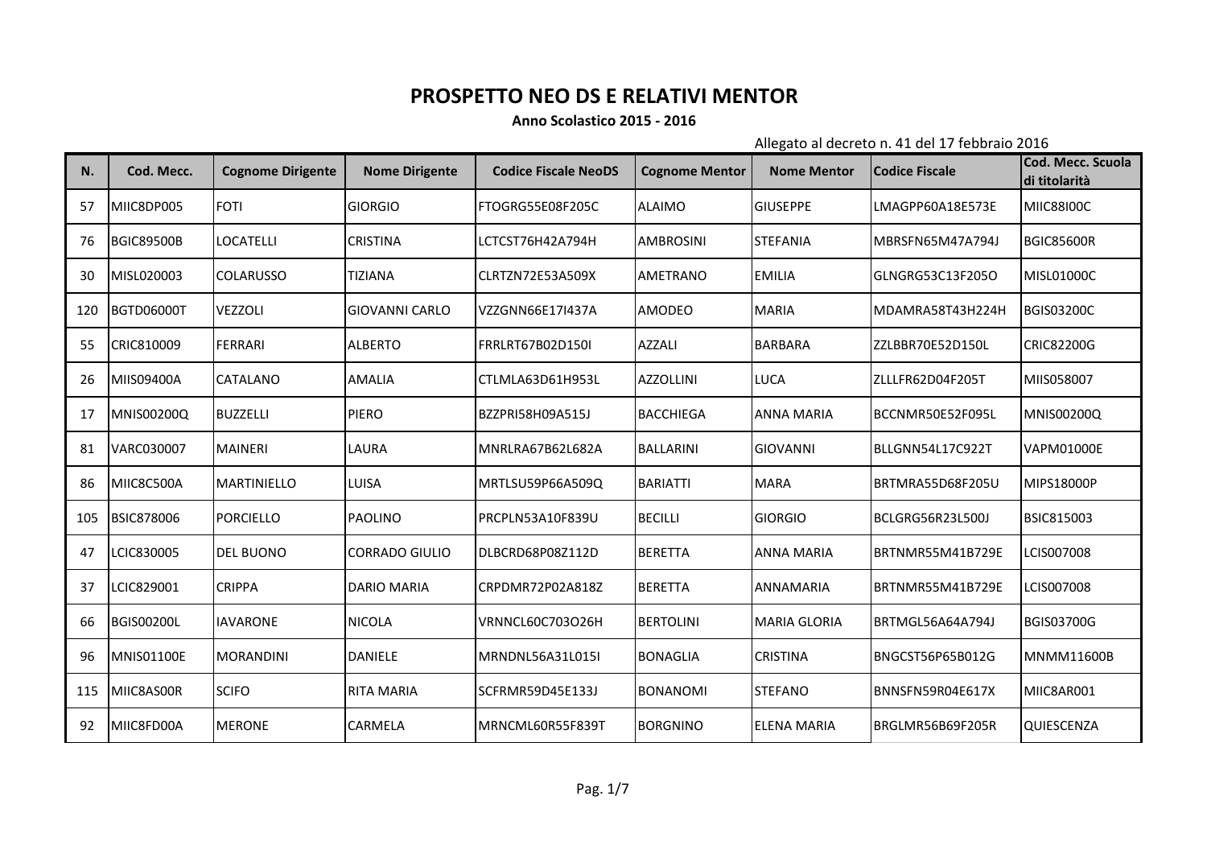# PROSPETTO NEO DS E RELATIVI MENTOR

**Anno Scolastico 2015 - 2016**

Allegato al decreto n. 41 del 17 febbraio 2016

| N. | Cod. Mecc. | Cognome Dirigente | Nome Dirigente | Codice Fiscale NeoDS | Cognome Mentor | Nome Mentor | Codice Fiscale | Cod. Mecc. Scuola di titolarità |
|---|---|---|---|---|---|---|---|---|
| 57 | MIIC8DP005 | FOTI | GIORGIO | FTOGRG55E08F205C | ALAIMO | GIUSEPPE | LMAGPP60A18E573E | MIIC88I00C |
| 76 | BGIC89500B | LOCATELLI | CRISTINA | LCTCST76H42A794H | AMBROSINI | STEFANIA | MBRSFN65M47A794J | BGIC85600R |
| 30 | MISL020003 | COLARUSSO | TIZIANA | CLRTZN72E53A509X | AMETRANO | EMILIA | GLNGRG53C13F205O | MISL01000C |
| 120 | BGTD06000T | VEZZOLI | GIOVANNI CARLO | VZZGNN66E17I437A | AMODEO | MARIA | MDAMRA58T43H224H | BGIS03200C |
| 55 | CRIC810009 | FERRARI | ALBERTO | FRRLRT67B02D150I | AZZALI | BARBARA | ZZLBBR70E52D150L | CRIC82200G |
| 26 | MIIS09400A | CATALANO | AMALIA | CTLMLA63D61H953L | AZZOLLINI | LUCA | ZLLLFR62D04F205T | MIIS058007 |
| 17 | MNIS00200Q | BUZZELLI | PIERO | BZZPRI58H09A515J | BACCHIEGA | ANNA MARIA | BCCNMR50E52F095L | MNIS00200Q |
| 81 | VARC030007 | MAINERI | LAURA | MNRLRA67B62L682A | BALLARINI | GIOVANNI | BLLGNN54L17C922T | VAPM01000E |
| 86 | MIIC8C500A | MARTINIELLO | LUISA | MRTLSU59P66A509Q | BARIATTI | MARA | BRTMRA55D68F205U | MIPS18000P |
| 105 | BSIC878006 | PORCIELLO | PAOLINO | PRCPLN53A10F839U | BECILLI | GIORGIO | BCLGRG56R23L500J | BSIC815003 |
| 47 | LCIC830005 | DEL BUONO | CORRADO GIULIO | DLBCRD68P08Z112D | BERETTA | ANNA MARIA | BRTNMR55M41B729E | LCIS007008 |
| 37 | LCIC829001 | CRIPPA | DARIO MARIA | CRPDMR72P02A818Z | BERETTA | ANNAMARIA | BRTNMR55M41B729E | LCIS007008 |
| 66 | BGIS00200L | IAVARONE | NICOLA | VRNNCL60C703O26H | BERTOLINI | MARIA GLORIA | BRTMGL56A64A794J | BGIS03700G |
| 96 | MNIS01100E | MORANDINI | DANIELE | MRNDNL56A31L015I | BONAGLIA | CRISTINA | BNGCST56P65B012G | MNMM11600B |
| 115 | MIIC8AS00R | SCIFO | RITA MARIA | SCFRMR59D45E133J | BONANOMI | STEFANO | BNNSFN59R04E617X | MIIC8AR001 |
| 92 | MIIC8FD00A | MERONE | CARMELA | MRNCML60R55F839T | BORGNINO | ELENA MARIA | BRGLMR56B69F205R | QUIESCENZA |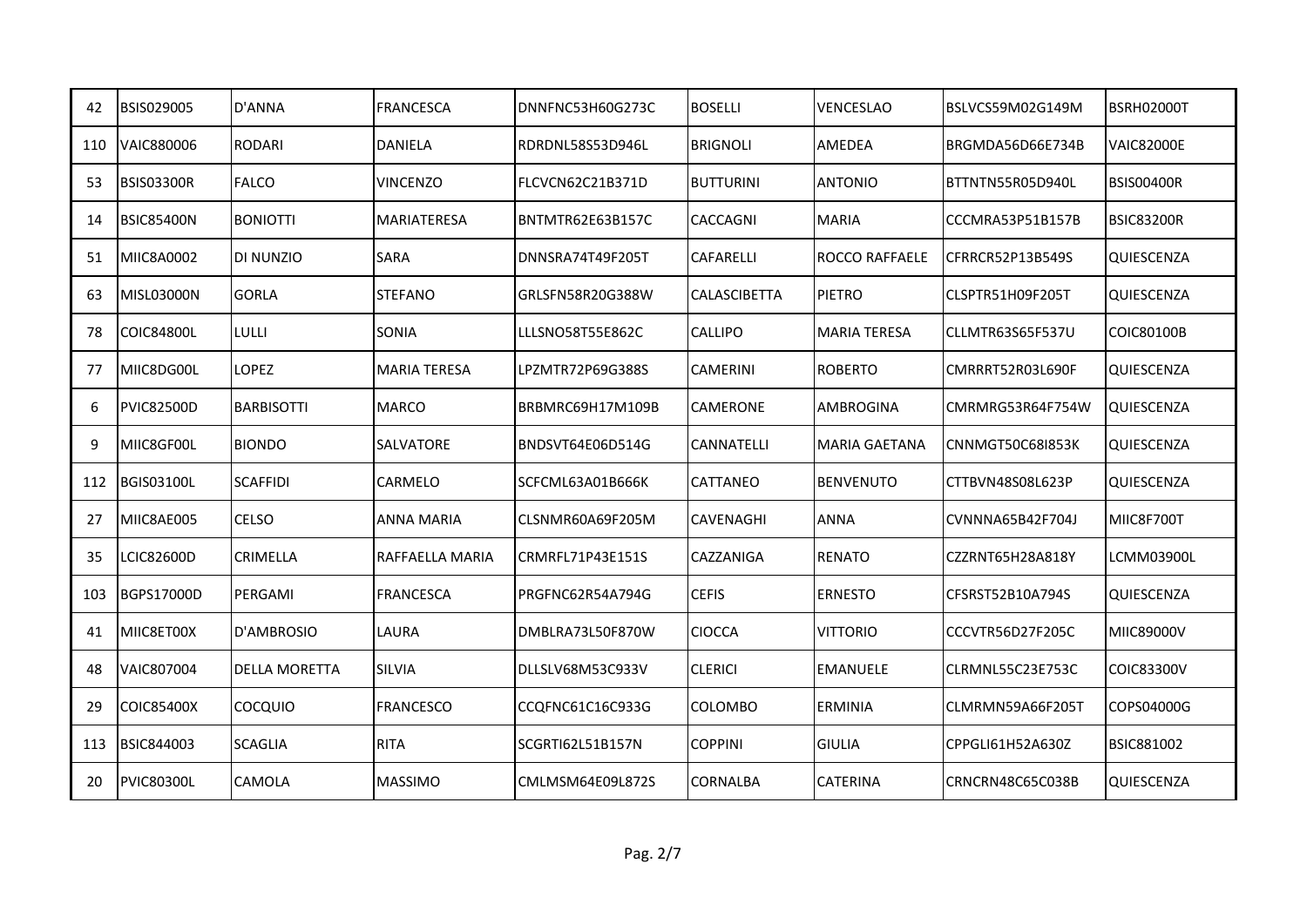| | | | | | | | | |
|---|---|---|---|---|---|---|---|---|
| 42 | BSIS029005 | D'ANNA | FRANCESCA | DNNFNC53H60G273C | BOSELLI | VENCESLAO | BSLVCS59M02G149M | BSRH02000T |
| 110 | VAIC880006 | RODARI | DANIELA | RDRDNL58S53D946L | BRIGNOLI | AMEDEA | BRGMDA56D66E734B | VAIC82000E |
| 53 | BSIS03300R | FALCO | VINCENZO | FLCVCN62C21B371D | BUTTURINI | ANTONIO | BTTNTN55R05D940L | BSIS00400R |
| 14 | BSIC85400N | BONIOTTI | MARIATERESA | BNTMTR62E63B157C | CACCAGNI | MARIA | CCCMRA53P51B157B | BSIC83200R |
| 51 | MIIC8A0002 | DI NUNZIO | SARA | DNNSRA74T49F205T | CAFARELLI | ROCCO RAFFAELE | CFRRCR52P13B549S | QUIESCENZA |
| 63 | MISL03000N | GORLA | STEFANO | GRLSFN58R20G388W | CALASCIBETTA | PIETRO | CLSPTR51H09F205T | QUIESCENZA |
| 78 | COIC84800L | LULLI | SONIA | LLLSNO58T55E862C | CALLIPO | MARIA TERESA | CLLMTR63S65F537U | COIC80100B |
| 77 | MIIC8DG00L | LOPEZ | MARIA TERESA | LPZMTR72P69G388S | CAMERINI | ROBERTO | CMRRRT52R03L690F | QUIESCENZA |
| 6 | PVIC82500D | BARBISOTTI | MARCO | BRBMRC69H17M109B | CAMERONE | AMBROGINA | CMRMRG53R64F754W | QUIESCENZA |
| 9 | MIIC8GF00L | BIONDO | SALVATORE | BNDSVT64E06D514G | CANNATELLI | MARIA GAETANA | CNNMGT50C68I853K | QUIESCENZA |
| 112 | BGIS03100L | SCAFFIDI | CARMELO | SCFCML63A01B666K | CATTANEO | BENVENUTO | CTTBVN48S08L623P | QUIESCENZA |
| 27 | MIIC8AE005 | CELSO | ANNA MARIA | CLSNMR60A69F205M | CAVENAGHI | ANNA | CVNNNA65B42F704J | MIIC8F700T |
| 35 | LCIC82600D | CRIMELLA | RAFFAELLA MARIA | CRMRFL71P43E151S | CAZZANIGA | RENATO | CZZRNT65H28A818Y | LCMM03900L |
| 103 | BGPS17000D | PERGAMI | FRANCESCA | PRGFNC62R54A794G | CEFIS | ERNESTO | CFSRST52B10A794S | QUIESCENZA |
| 41 | MIIC8ET00X | D'AMBROSIO | LAURA | DMBLRA73L50F870W | CIOCCA | VITTORIO | CCCVTR56D27F205C | MIIC89000V |
| 48 | VAIC807004 | DELLA MORETTA | SILVIA | DLLSLV68M53C933V | CLERICI | EMANUELE | CLRMNL55C23E753C | COIC83300V |
| 29 | COIC85400X | COCQUIO | FRANCESCO | CCQFNC61C16C933G | COLOMBO | ERMINIA | CLMRMN59A66F205T | COPS04000G |
| 113 | BSIC844003 | SCAGLIA | RITA | SCGRTI62L51B157N | COPPINI | GIULIA | CPPGLI61H52A630Z | BSIC881002 |
| 20 | PVIC80300L | CAMOLA | MASSIMO | CMLMSM64E09L872S | CORNALBA | CATERINA | CRNCRN48C65C038B | QUIESCENZA |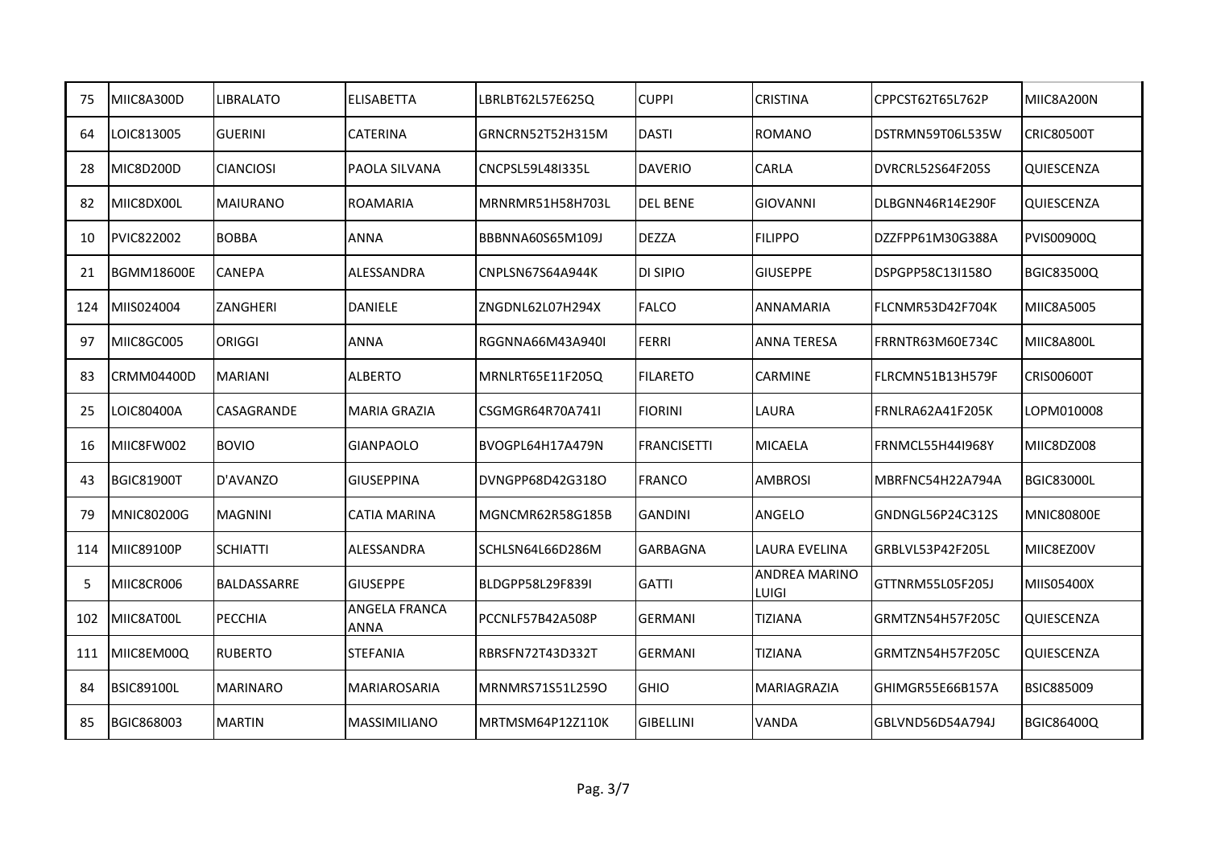| 75 | MIIC8A300D | LIBRALATO | ELISABETTA | LBRLBT62L57E625Q | CUPPI | CRISTINA | CPPCST62T65L762P | MIIC8A200N |
|---|---|---|---|---|---|---|---|---|
| 64 | LOIC813005 | GUERINI | CATERINA | GRNCRN52T52H315M | DASTI | ROMANO | DSTRMN59T06L535W | CRIC80500T |
| 28 | MIC8D200D | CIANCIOSI | PAOLA SILVANA | CNCPSL59L48I335L | DAVERIO | CARLA | DVRCRL52S64F205S | QUIESCENZA |
| 82 | MIIC8DX00L | MAIURANO | ROAMARIA | MRNRMR51H58H703L | DEL BENE | GIOVANNI | DLBGNN46R14E290F | QUIESCENZA |
| 10 | PVIC822002 | BOBBA | ANNA | BBBNNA60S65M109J | DEZZA | FILIPPO | DZZFPP61M30G388A | PVIS00900Q |
| 21 | BGMM18600E | CANEPA | ALESSANDRA | CNPLSN67S64A944K | DI SIPIO | GIUSEPPE | DSPGPP58C13I158O | BGIC83500Q |
| 124 | MIIS024004 | ZANGHERI | DANIELE | ZNGDNL62L07H294X | FALCO | ANNAMARIA | FLCNMR53D42F704K | MIIC8A5005 |
| 97 | MIIC8GC005 | ORIGGI | ANNA | RGGNNA66M43A940I | FERRI | ANNA TERESA | FRRNTR63M60E734C | MIIC8A800L |
| 83 | CRMM04400D | MARIANI | ALBERTO | MRNLRT65E11F205Q | FILARETO | CARMINE | FLRCMN51B13H579F | CRIS00600T |
| 25 | LOIC80400A | CASAGRANDE | MARIA GRAZIA | CSGMGR64R70A741I | FIORINI | LAURA | FRNLRA62A41F205K | LOPM010008 |
| 16 | MIIC8FW002 | BOVIO | GIANPAOLO | BVOGPL64H17A479N | FRANCISETTI | MICAELA | FRNMCL55H44I968Y | MIIC8DZ008 |
| 43 | BGIC81900T | D'AVANZO | GIUSEPPINA | DVNGPP68D42G318O | FRANCO | AMBROSI | MBRFNC54H22A794A | BGIC83000L |
| 79 | MNIC80200G | MAGNINI | CATIA MARINA | MGNCMR62R58G185B | GANDINI | ANGELO | GNDNGL56P24C312S | MNIC80800E |
| 114 | MIIC89100P | SCHIATTI | ALESSANDRA | SCHLSN64L66D286M | GARBAGNA | LAURA EVELINA | GRBLVL53P42F205L | MIIC8EZ00V |
| 5 | MIIC8CR006 | BALDASSARRE | GIUSEPPE | BLDGPP58L29F839I | GATTI | ANDREA MARINO LUIGI | GTTNRM55L05F205J | MIIS05400X |
| 102 | MIIC8AT00L | PECCHIA | ANGELA FRANCA ANNA | PCCNLF57B42A508P | GERMANI | TIZIANA | GRMTZN54H57F205C | QUIESCENZA |
| 111 | MIIC8EM00Q | RUBERTO | STEFANIA | RBRSFN72T43D332T | GERMANI | TIZIANA | GRMTZN54H57F205C | QUIESCENZA |
| 84 | BSIC89100L | MARINARO | MARIAROSARIA | MRNMRS71S51L259O | GHIO | MARIAGRAZIA | GHIMGR55E66B157A | BSIC885009 |
| 85 | BGIC868003 | MARTIN | MASSIMILIANO | MRTMSM64P12Z110K | GIBELLINI | VANDA | GBLVND56D54A794J | BGIC86400Q |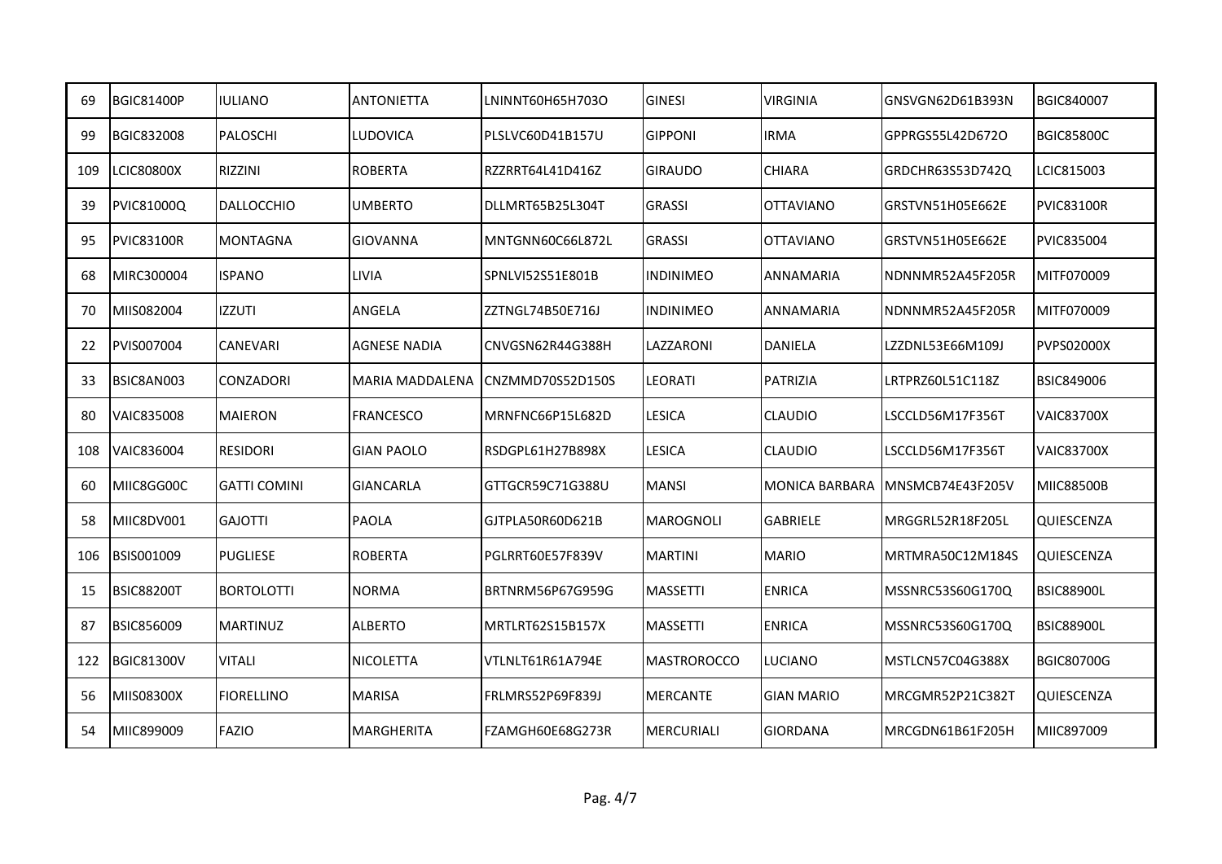| | | | | | | | | |
|---|---|---|---|---|---|---|---|---|
| 69 | BGIC81400P | IULIANO | ANTONIETTA | LNINNT60H65H703O | GINESI | VIRGINIA | GNSVGN62D61B393N | BGIC840007 |
| 99 | BGIC832008 | PALOSCHI | LUDOVICA | PLSLVC60D41B157U | GIPPONI | IRMA | GPPRGS55L42D672O | BGIC85800C |
| 109 | LCIC80800X | RIZZINI | ROBERTA | RZZRRT64L41D416Z | GIRAUDO | CHIARA | GRDCHR63S53D742Q | LCIC815003 |
| 39 | PVIC81000Q | DALLOCCHIO | UMBERTO | DLLMRT65B25L304T | GRASSI | OTTAVIANO | GRSTVN51H05E662E | PVIC83100R |
| 95 | PVIC83100R | MONTAGNA | GIOVANNA | MNTGNN60C66L872L | GRASSI | OTTAVIANO | GRSTVN51H05E662E | PVIC835004 |
| 68 | MIRC300004 | ISPANO | LIVIA | SPNLVI52S51E801B | INDINIMEO | ANNAMARIA | NDNNMR52A45F205R | MITF070009 |
| 70 | MIIS082004 | IZZUTI | ANGELA | ZZTNGL74B50E716J | INDINIMEO | ANNAMARIA | NDNNMR52A45F205R | MITF070009 |
| 22 | PVIS007004 | CANEVARI | AGNESE NADIA | CNVGSN62R44G388H | LAZZARONI | DANIELA | LZZDNL53E66M109J | PVPS02000X |
| 33 | BSIC8AN003 | CONZADORI | MARIA MADDALENA | CNZMMD70S52D150S | LEORATI | PATRIZIA | LRTPRZ60L51C118Z | BSIC849006 |
| 80 | VAIC835008 | MAIERON | FRANCESCO | MRNFNC66P15L682D | LESICA | CLAUDIO | LSCCLD56M17F356T | VAIC83700X |
| 108 | VAIC836004 | RESIDORI | GIAN PAOLO | RSDGPL61H27B898X | LESICA | CLAUDIO | LSCCLD56M17F356T | VAIC83700X |
| 60 | MIIC8GG00C | GATTI COMINI | GIANCARLA | GTTGCR59C71G388U | MANSI | MONICA BARBARA | MNSMCB74E43F205V | MIIC88500B |
| 58 | MIIC8DV001 | GAJOTTI | PAOLA | GJTPLA50R60D621B | MAROGNOLI | GABRIELE | MRGGRL52R18F205L | QUIESCENZA |
| 106 | BSIS001009 | PUGLIESE | ROBERTA | PGLRRT60E57F839V | MARTINI | MARIO | MRTMRA50C12M184S | QUIESCENZA |
| 15 | BSIC88200T | BORTOLOTTI | NORMA | BRTNRM56P67G959G | MASSETTI | ENRICA | MSSNRC53S60G170Q | BSIC88900L |
| 87 | BSIC856009 | MARTINUZ | ALBERTO | MRTLRT62S15B157X | MASSETTI | ENRICA | MSSNRC53S60G170Q | BSIC88900L |
| 122 | BGIC81300V | VITALI | NICOLETTA | VTLNLT61R61A794E | MASTROROCCO | LUCIANO | MSTLCN57C04G388X | BGIC80700G |
| 56 | MIIS08300X | FIORELLINO | MARISA | FRLMRS52P69F839J | MERCANTE | GIAN MARIO | MRCGMR52P21C382T | QUIESCENZA |
| 54 | MIIC899009 | FAZIO | MARGHERITA | FZAMGH60E68G273R | MERCURIALI | GIORDANA | MRCGDN61B61F205H | MIIC897009 |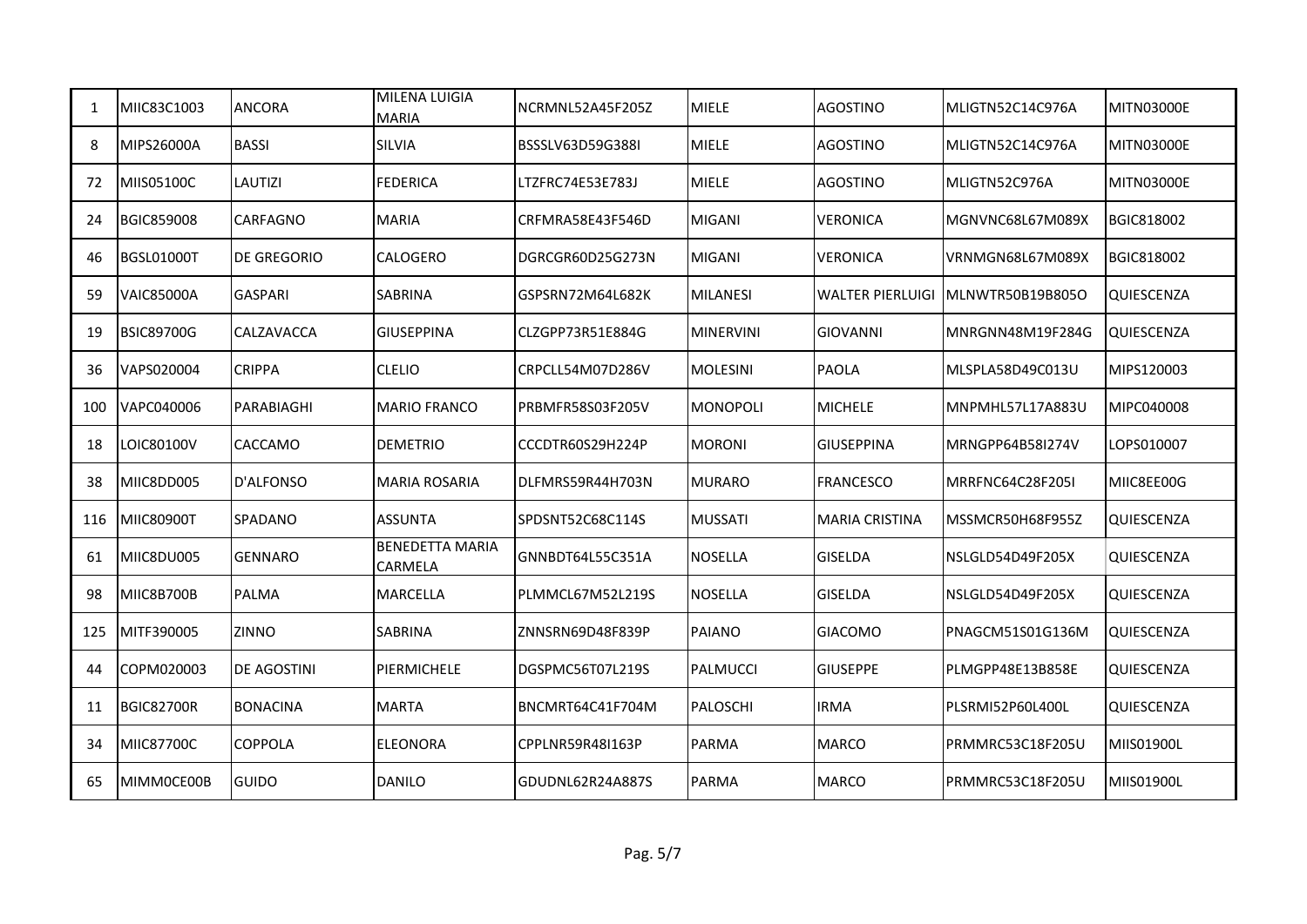| | | | | | | | | |
|---|---|---|---|---|---|---|---|---|
| 1 | MIIC83C1003 | ANCORA | MILENA LUIGIA MARIA | NCRMNL52A45F205Z | MIELE | AGOSTINO | MLIGTN52C14C976A | MITN03000E |
| 8 | MIPS26000A | BASSI | SILVIA | BSSSLV63D59G388I | MIELE | AGOSTINO | MLIGTN52C14C976A | MITN03000E |
| 72 | MIIS05100C | LAUTIZI | FEDERICA | LTZFRC74E53E783J | MIELE | AGOSTINO | MLIGTN52C976A | MITN03000E |
| 24 | BGIC859008 | CARFAGNO | MARIA | CRFMRA58E43F546D | MIGANI | VERONICA | MGNVNC68L67M089X | BGIC818002 |
| 46 | BGSL01000T | DE GREGORIO | CALOGERO | DGRCGR60D25G273N | MIGANI | VERONICA | VRNMGN68L67M089X | BGIC818002 |
| 59 | VAIC85000A | GASPARI | SABRINA | GSPSRN72M64L682K | MILANESI | WALTER PIERLUIGI | MLNWTR50B19B805O | QUIESCENZA |
| 19 | BSIC89700G | CALZAVACCA | GIUSEPPINA | CLZGPP73R51E884G | MINERVINI | GIOVANNI | MNRGNN48M19F284G | QUIESCENZA |
| 36 | VAPS020004 | CRIPPA | CLELIO | CRPCLL54M07D286V | MOLESINI | PAOLA | MLSPLA58D49C013U | MIPS120003 |
| 100 | VAPC040006 | PARABIAGHI | MARIO FRANCO | PRBMFR58S03F205V | MONOPOLI | MICHELE | MNPMHL57L17A883U | MIPC040008 |
| 18 | LOIC80100V | CACCAMO | DEMETRIO | CCCDTR60S29H224P | MORONI | GIUSEPPINA | MRNGPP64B58I274V | LOPS010007 |
| 38 | MIIC8DD005 | D'ALFONSO | MARIA ROSARIA | DLFMRS59R44H703N | MURARO | FRANCESCO | MRRFNC64C28F205I | MIIC8EE00G |
| 116 | MIIC80900T | SPADANO | ASSUNTA | SPDSNT52C68C114S | MUSSATI | MARIA CRISTINA | MSSMCR50H68F955Z | QUIESCENZA |
| 61 | MIIC8DU005 | GENNARO | BENEDETTA MARIA CARMELA | GNNBDT64L55C351A | NOSELLA | GISELDA | NSLGLD54D49F205X | QUIESCENZA |
| 98 | MIIC8B700B | PALMA | MARCELLA | PLMMCL67M52L219S | NOSELLA | GISELDA | NSLGLD54D49F205X | QUIESCENZA |
| 125 | MITF390005 | ZINNO | SABRINA | ZNNSRN69D48F839P | PAIANO | GIACOMO | PNAGCM51S01G136M | QUIESCENZA |
| 44 | COPM020003 | DE AGOSTINI | PIERMICHELE | DGSPMC56T07L219S | PALMUCCI | GIUSEPPE | PLMGPP48E13B858E | QUIESCENZA |
| 11 | BGIC82700R | BONACINA | MARTA | BNCMRT64C41F704M | PALOSCHI | IRMA | PLSRMI52P60L400L | QUIESCENZA |
| 34 | MIIC87700C | COPPOLA | ELEONORA | CPPLNR59R48I163P | PARMA | MARCO | PRMMRC53C18F205U | MIIS01900L |
| 65 | MIMM0CE00B | GUIDO | DANILO | GDUDNL62R24A887S | PARMA | MARCO | PRMMRC53C18F205U | MIIS01900L |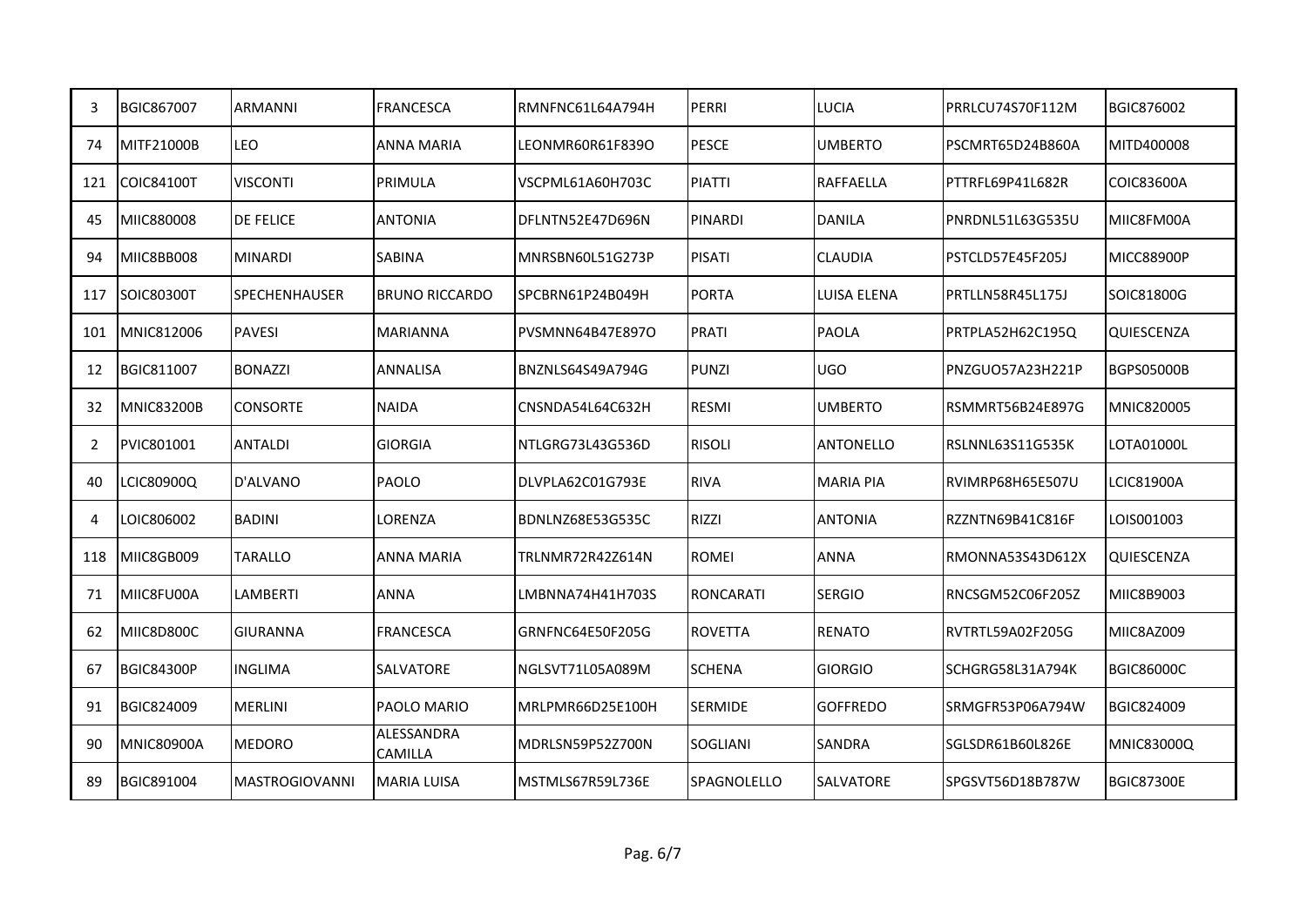| | | | | | | | | |
|---|---|---|---|---|---|---|---|---|
| 3 | BGIC867007 | ARMANNI | FRANCESCA | RMNFNC61L64A794H | PERRI | LUCIA | PRRLCU74S70F112M | BGIC876002 |
| 74 | MITF21000B | LEO | ANNA MARIA | LEONMR60R61F839O | PESCE | UMBERTO | PSCMRT65D24B860A | MITD400008 |
| 121 | COIC84100T | VISCONTI | PRIMULA | VSCPML61A60H703C | PIATTI | RAFFAELLA | PTTRFL69P41L682R | COIC83600A |
| 45 | MIIC880008 | DE FELICE | ANTONIA | DFLNTN52E47D696N | PINARDI | DANILA | PNRDNL51L63G535U | MIIC8FM00A |
| 94 | MIIC8BB008 | MINARDI | SABINA | MNRSBN60L51G273P | PISATI | CLAUDIA | PSTCLD57E45F205J | MICC88900P |
| 117 | SOIC80300T | SPECHENHAUSER | BRUNO RICCARDO | SPCBRN61P24B049H | PORTA | LUISA ELENA | PRTLLN58R45L175J | SOIC81800G |
| 101 | MNIC812006 | PAVESI | MARIANNA | PVSMNN64B47E897O | PRATI | PAOLA | PRTPLA52H62C195Q | QUIESCENZA |
| 12 | BGIC811007 | BONAZZI | ANNALISA | BNZNLS64S49A794G | PUNZI | UGO | PNZGUO57A23H221P | BGPS05000B |
| 32 | MNIC83200B | CONSORTE | NAIDA | CNSNDA54L64C632H | RESMI | UMBERTO | RSMMRT56B24E897G | MNIC820005 |
| 2 | PVIC801001 | ANTALDI | GIORGIA | NTLGRG73L43G536D | RISOLI | ANTONELLO | RSLNNL63S11G535K | LOTA01000L |
| 40 | LCIC80900Q | D'ALVANO | PAOLO | DLVPLA62C01G793E | RIVA | MARIA PIA | RVIMRP68H65E507U | LCIC81900A |
| 4 | LOIC806002 | BADINI | LORENZA | BDNLNZ68E53G535C | RIZZI | ANTONIA | RZZNTN69B41C816F | LOIS001003 |
| 118 | MIIC8GB009 | TARALLO | ANNA MARIA | TRLNMR72R42Z614N | ROMEI | ANNA | RMONNA53S43D612X | QUIESCENZA |
| 71 | MIIC8FU00A | LAMBERTI | ANNA | LMBNNA74H41H703S | RONCARATI | SERGIO | RNCSGM52C06F205Z | MIIC8B9003 |
| 62 | MIIC8D800C | GIURANNA | FRANCESCA | GRNFNC64E50F205G | ROVETTA | RENATO | RVTRTL59A02F205G | MIIC8AZ009 |
| 67 | BGIC84300P | INGLIMA | SALVATORE | NGLSVT71L05A089M | SCHENA | GIORGIO | SCHGRG58L31A794K | BGIC86000C |
| 91 | BGIC824009 | MERLINI | PAOLO MARIO | MRLPMR66D25E100H | SERMIDE | GOFFREDO | SRMGFR53P06A794W | BGIC824009 |
| 90 | MNIC80900A | MEDORO | ALESSANDRA CAMILLA | MDRLSN59P52Z700N | SOGLIANI | SANDRA | SGLSDR61B60L826E | MNIC83000Q |
| 89 | BGIC891004 | MASTROGIOVANNI | MARIA LUISA | MSTMLS67R59L736E | SPAGNOLELLO | SALVATORE | SPGSVT56D18B787W | BGIC87300E |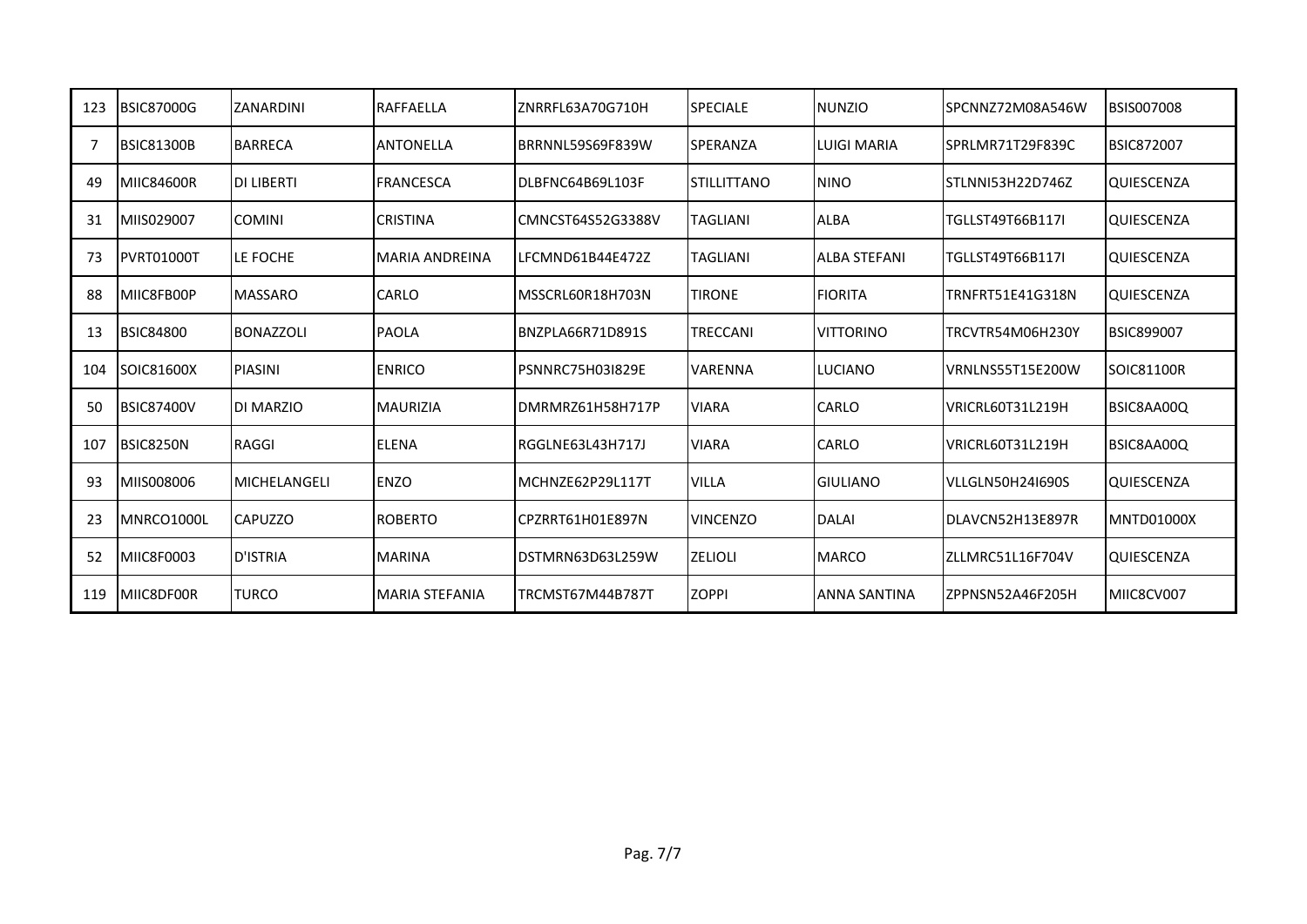| | | | | | | | | |
|---|---|---|---|---|---|---|---|---|
| 123 | BSIC87000G | ZANARDINI | RAFFAELLA | ZNRRFL63A70G710H | SPECIALE | NUNZIO | SPCNNZ72M08A546W | BSIS007008 |
| 7 | BSIC81300B | BARRECA | ANTONELLA | BRRNNL59S69F839W | SPERANZA | LUIGI MARIA | SPRLMR71T29F839C | BSIC872007 |
| 49 | MIIC84600R | DI LIBERTI | FRANCESCA | DLBFNC64B69L103F | STILLITTANO | NINO | STLNNI53H22D746Z | QUIESCENZA |
| 31 | MIIS029007 | COMINI | CRISTINA | CMNCST64S52G3388V | TAGLIANI | ALBA | TGLLST49T66B117I | QUIESCENZA |
| 73 | PVRT01000T | LE FOCHE | MARIA ANDREINA | LFCMND61B44E472Z | TAGLIANI | ALBA STEFANI | TGLLST49T66B117I | QUIESCENZA |
| 88 | MIIC8FB00P | MASSARO | CARLO | MSSCRL60R18H703N | TIRONE | FIORITA | TRNFRT51E41G318N | QUIESCENZA |
| 13 | BSIC84800 | BONAZZOLI | PAOLA | BNZPLA66R71D891S | TRECCANI | VITTORINO | TRCVTR54M06H230Y | BSIC899007 |
| 104 | SOIC81600X | PIASINI | ENRICO | PSNNRC75H03I829E | VARENNA | LUCIANO | VRNLNS55T15E200W | SOIC81100R |
| 50 | BSIC87400V | DI MARZIO | MAURIZIA | DMRMRZ61H58H717P | VIARA | CARLO | VRICRL60T31L219H | BSIC8AA00Q |
| 107 | BSIC8250N | RAGGI | ELENA | RGGLNE63L43H717J | VIARA | CARLO | VRICRL60T31L219H | BSIC8AA00Q |
| 93 | MIIS008006 | MICHELANGELI | ENZO | MCHNZE62P29L117T | VILLA | GIULIANO | VLLGLN50H24I690S | QUIESCENZA |
| 23 | MNRCO1000L | CAPUZZO | ROBERTO | CPZRRT61H01E897N | VINCENZO | DALAI | DLAVCN52H13E897R | MNTD01000X |
| 52 | MIIC8F0003 | D'ISTRIA | MARINA | DSTMRN63D63L259W | ZELIOLI | MARCO | ZLLMRC51L16F704V | QUIESCENZA |
| 119 | MIIC8DF00R | TURCO | MARIA STEFANIA | TRCMST67M44B787T | ZOPPI | ANNA SANTINA | ZPPNSN52A46F205H | MIIC8CV007 |